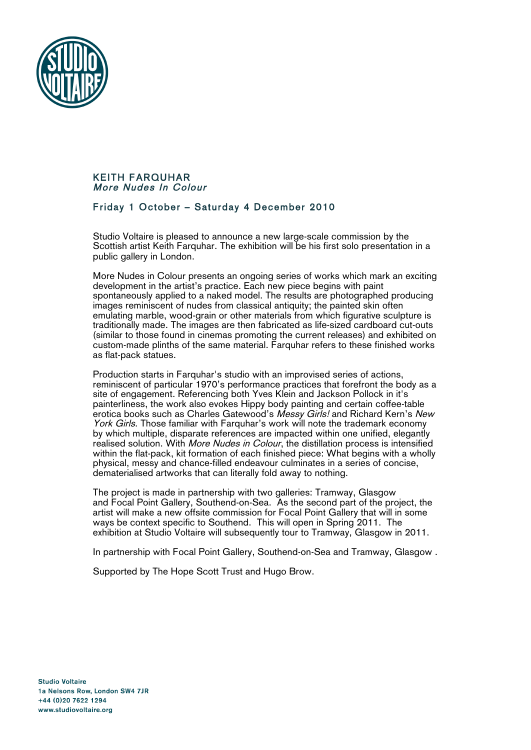# KEITH FARQUHAR
## *More Nudes In Colour*

### Friday 1 October – Saturday 4 December 2010

Studio Voltaire is pleased to announce a new large-scale commission by the Scottish artist Keith Farquhar. The exhibition will be his first solo presentation in a public gallery in London.

More Nudes in Colour presents an ongoing series of works which mark an exciting development in the artist's practice. Each new piece begins with paint spontaneously applied to a naked model. The results are photographed producing images reminiscent of nudes from classical antiquity; the painted skin often emulating marble, wood-grain or other materials from which figurative sculpture is traditionally made. The images are then fabricated as life-sized cardboard cut-outs (similar to those found in cinemas promoting the current releases) and exhibited on custom-made plinths of the same material. Farquhar refers to these finished works as flat-pack statues.

Production starts in Farquhar's studio with an improvised series of actions, reminiscent of particular 1970's performance practices that forefront the body as a site of engagement. Referencing both Yves Klein and Jackson Pollock in it's painterliness, the work also evokes Hippy body painting and certain coffee-table erotica books such as Charles Gatewood's *Messy Girls!* and Richard Kern's *New York Girls*. Those familiar with Farquhar's work will note the trademark economy by which multiple, disparate references are impacted within one unified, elegantly realised solution. With *More Nudes in Colour*, the distillation process is intensified within the flat-pack, kit formation of each finished piece: What begins with a wholly physical, messy and chance-filled endeavour culminates in a series of concise, dematerialised artworks that can literally fold away to nothing.

The project is made in partnership with two galleries: Tramway, Glasgow and Focal Point Gallery, Southend-on-Sea. As the second part of the project, the artist will make a new offsite commission for Focal Point Gallery that will in some ways be context specific to Southend. This will open in Spring 2011. The exhibition at Studio Voltaire will subsequently tour to Tramway, Glasgow in 2011.

In partnership with Focal Point Gallery, Southend-on-Sea and Tramway, Glasgow .

Supported by The Hope Scott Trust and Hugo Brow.

**Studio Voltaire**
**1a Nelsons Row, London SW4 7JR**
**+44 (0)20 7622 1294**
**www.studiovoltaire.org**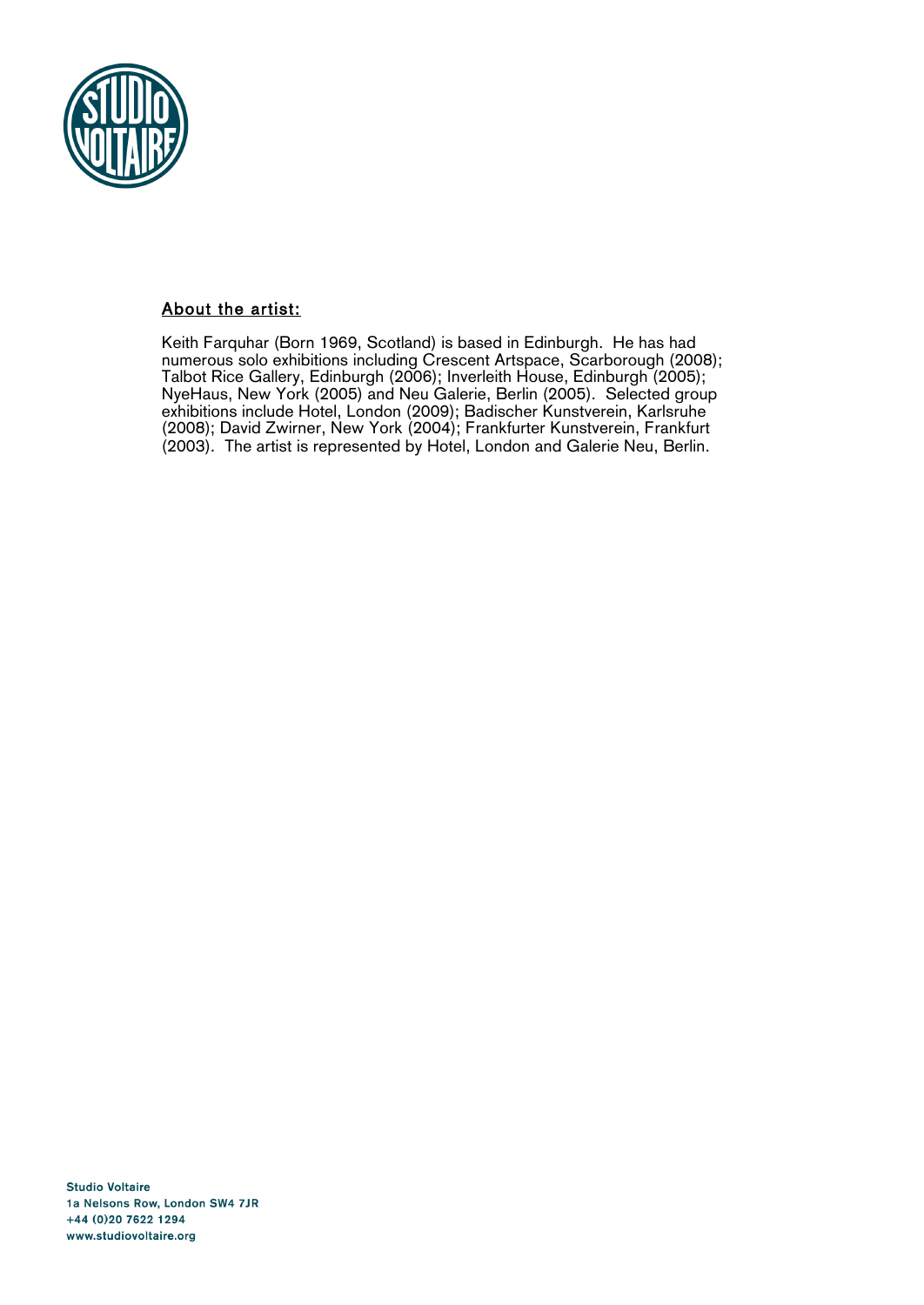## About the artist:

Keith Farquhar (Born 1969, Scotland) is based in Edinburgh. He has had numerous solo exhibitions including Crescent Artspace, Scarborough (2008); Talbot Rice Gallery, Edinburgh (2006); Inverleith House, Edinburgh (2005); NyeHaus, New York (2005) and Neu Galerie, Berlin (2005). Selected group exhibitions include Hotel, London (2009); Badischer Kunstverein, Karlsruhe (2008); David Zwirner, New York (2004); Frankfurter Kunstverein, Frankfurt (2003). The artist is represented by Hotel, London and Galerie Neu, Berlin.

**Studio Voltaire**
**1a Nelsons Row, London SW4 7JR**
**+44 (0)20 7622 1294**
**www.studiovoltaire.org**